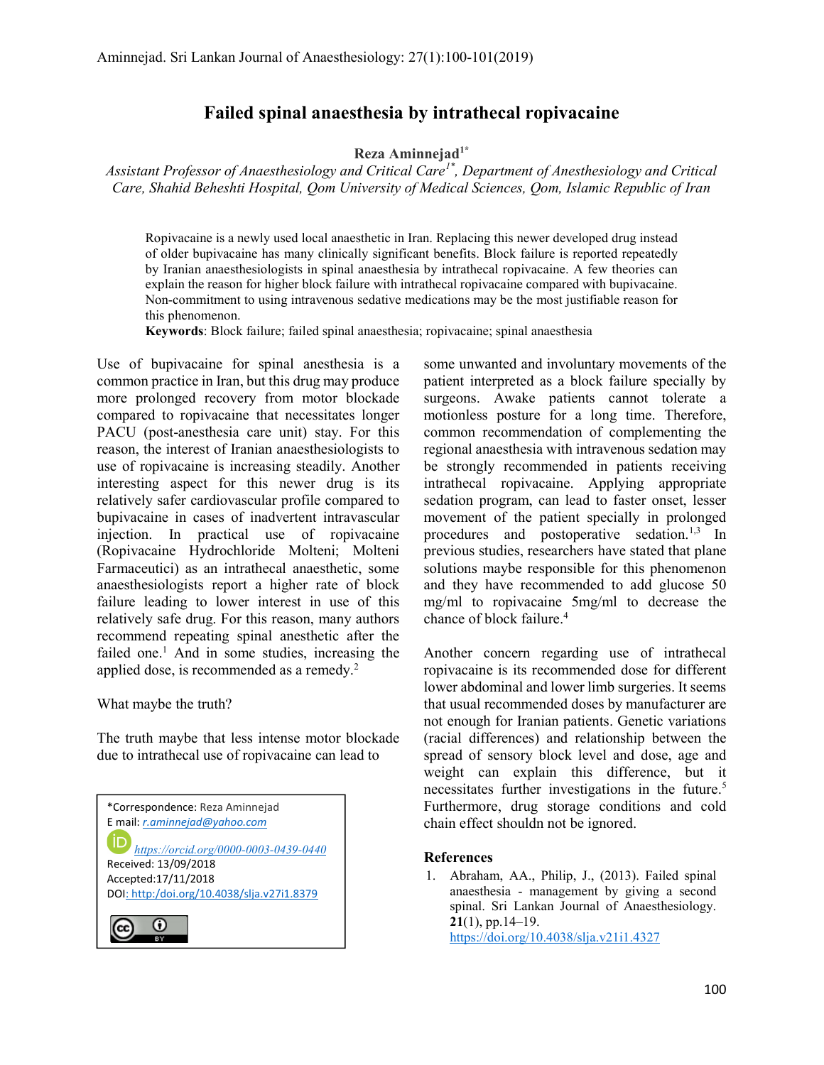# Failed spinal anaesthesia by intrathecal ropivacaine

**Reza Aminnejad**[1*]

*Assistant Professor of Anaesthesiology and Critical Care[1*], Department of Anesthesiology and Critical Care, Shahid Beheshti Hospital, Qom University of Medical Sciences, Qom, Islamic Republic of Iran*

Ropivacaine is a newly used local anaesthetic in Iran. Replacing this newer developed drug instead of older bupivacaine has many clinically significant benefits. Block failure is reported repeatedly by Iranian anaesthesiologists in spinal anaesthesia by intrathecal ropivacaine. A few theories can explain the reason for higher block failure with intrathecal ropivacaine compared with bupivacaine. Non-commitment to using intravenous sedative medications may be the most justifiable reason for this phenomenon.

**Keywords**: Block failure; failed spinal anaesthesia; ropivacaine; spinal anaesthesia

Use of bupivacaine for spinal anesthesia is a common practice in Iran, but this drug may produce more prolonged recovery from motor blockade compared to ropivacaine that necessitates longer PACU (post-anesthesia care unit) stay. For this reason, the interest of Iranian anaesthesiologists to use of ropivacaine is increasing steadily. Another interesting aspect for this newer drug is its relatively safer cardiovascular profile compared to bupivacaine in cases of inadvertent intravascular injection. In practical use of ropivacaine (Ropivacaine Hydrochloride Molteni; Molteni Farmaceutici) as an intrathecal anaesthetic, some anaesthesiologists report a higher rate of block failure leading to lower interest in use of this relatively safe drug. For this reason, many authors recommend repeating spinal anesthetic after the failed one.[1] And in some studies, increasing the applied dose, is recommended as a remedy.[2]

What maybe the truth?

The truth maybe that less intense motor blockade due to intrathecal use of ropivacaine can lead to some unwanted and involuntary movements of the patient interpreted as a block failure specially by surgeons. Awake patients cannot tolerate a motionless posture for a long time. Therefore, common recommendation of complementing the regional anaesthesia with intravenous sedation may be strongly recommended in patients receiving intrathecal ropivacaine. Applying appropriate sedation program, can lead to faster onset, lesser movement of the patient specially in prolonged procedures and postoperative sedation.[1,3] In previous studies, researchers have stated that plane solutions maybe responsible for this phenomenon and they have recommended to add glucose 50 mg/ml to ropivacaine 5mg/ml to decrease the chance of block failure.[4]

Another concern regarding use of intrathecal ropivacaine is its recommended dose for different lower abdominal and lower limb surgeries. It seems that usual recommended doses by manufacturer are not enough for Iranian patients. Genetic variations (racial differences) and relationship between the spread of sensory block level and dose, age and weight can explain this difference, but it necessitates further investigations in the future.[5] Furthermore, drug storage conditions and cold chain effect shouldn not be ignored.

*Correspondence: Reza Aminnejad
E mail: r.aminnejad@yahoo.com
https://orcid.org/0000-0003-0439-0440
Received: 13/09/2018
Accepted:17/11/2018
DOI: http://doi.org/10.4038/slja.v27i1.8379

## References

1. Abraham, AA., Philip, J., (2013). Failed spinal anaesthesia - management by giving a second spinal. Sri Lankan Journal of Anaesthesiology. **21**(1), pp.14–19. https://doi.org/10.4038/slja.v21i1.4327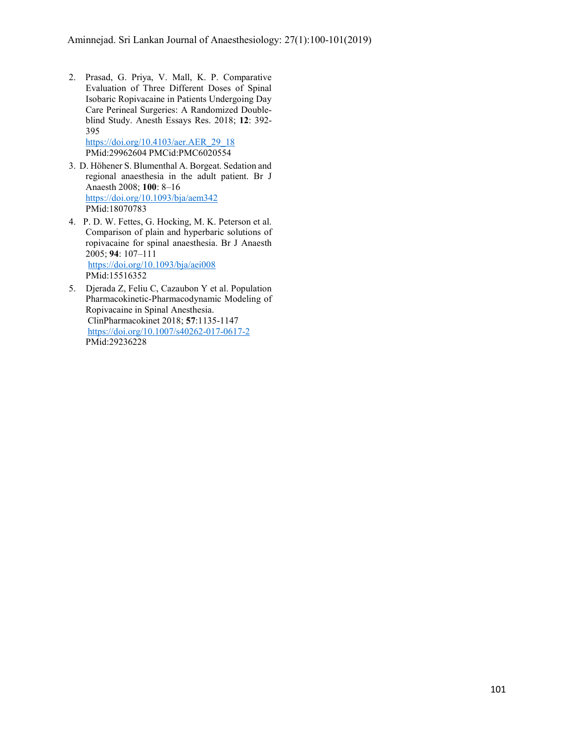2. Prasad, G. Priya, V. Mall, K. P. Comparative Evaluation of Three Different Doses of Spinal Isobaric Ropivacaine in Patients Undergoing Day Care Perineal Surgeries: A Randomized Double-blind Study. Anesth Essays Res. 2018; **12**: 392-395
   https://doi.org/10.4103/aer.AER_29_18
   PMid:29962604 PMCid:PMC6020554
3. D. Höhener S. Blumenthal A. Borgeat. Sedation and regional anaesthesia in the adult patient. Br J Anaesth 2008; **100**: 8–16
   https://doi.org/10.1093/bja/aem342
   PMid:18070783
4. P. D. W. Fettes, G. Hocking, M. K. Peterson et al. Comparison of plain and hyperbaric solutions of ropivacaine for spinal anaesthesia. Br J Anaesth 2005; **94**: 107–111
   https://doi.org/10.1093/bja/aei008
   PMid:15516352
5. Djerada Z, Feliu C, Cazaubon Y et al. Population Pharmacokinetic-Pharmacodynamic Modeling of Ropivacaine in Spinal Anesthesia. ClinPharmacokinet 2018; **57**:1135-1147
   https://doi.org/10.1007/s40262-017-0617-2
   PMid:29236228